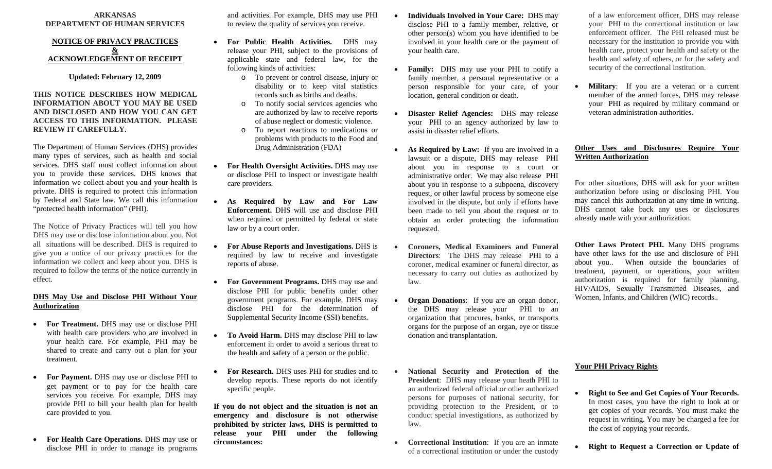**ARKANSAS**
**DEPARTMENT OF HUMAN SERVICES**

# NOTICE OF PRIVACY PRACTICES & ACKNOWLEDGEMENT OF RECEIPT

**Updated: February 12, 2009**

**THIS NOTICE DESCRIBES HOW MEDICAL INFORMATION ABOUT YOU MAY BE USED AND DISCLOSED AND HOW YOU CAN GET ACCESS TO THIS INFORMATION. PLEASE REVIEW IT CAREFULLY.**

The Department of Human Services (DHS) provides many types of services, such as health and social services. DHS staff must collect information about you to provide these services. DHS knows that information we collect about you and your health is private. DHS is required to protect this information by Federal and State law. We call this information "protected health information" (PHI).

The Notice of Privacy Practices will tell you how DHS may use or disclose information about you. Not all situations will be described. DHS is required to give you a notice of our privacy practices for the information we collect and keep about you. DHS is required to follow the terms of the notice currently in effect.

## DHS May Use and Disclose PHI Without Your Authorization

- **For Treatment.** DHS may use or disclose PHI with health care providers who are involved in your health care. For example, PHI may be shared to create and carry out a plan for your treatment.
- **For Payment.** DHS may use or disclose PHI to get payment or to pay for the health care services you receive. For example, DHS may provide PHI to bill your health plan for health care provided to you.
- **For Health Care Operations.** DHS may use or disclose PHI in order to manage its programs and activities. For example, DHS may use PHI to review the quality of services you receive.
- **For Public Health Activities.** DHS may release your PHI, subject to the provisions of applicable state and federal law, for the following kinds of activities:
  - To prevent or control disease, injury or disability or to keep vital statistics records such as births and deaths.
  - To notify social services agencies who are authorized by law to receive reports of abuse neglect or domestic violence.
  - To report reactions to medications or problems with products to the Food and Drug Administration (FDA)
- **For Health Oversight Activities.** DHS may use or disclose PHI to inspect or investigate health care providers.
- **As Required by Law and For Law Enforcement.** DHS will use and disclose PHI when required or permitted by federal or state law or by a court order.
- **For Abuse Reports and Investigations.** DHS is required by law to receive and investigate reports of abuse.
- **For Government Programs.** DHS may use and disclose PHI for public benefits under other government programs. For example, DHS may disclose PHI for the determination of Supplemental Security Income (SSI) benefits.
- **To Avoid Harm.** DHS may disclose PHI to law enforcement in order to avoid a serious threat to the health and safety of a person or the public.
- **For Research.** DHS uses PHI for studies and to develop reports. These reports do not identify specific people.

**If you do not object and the situation is not an emergency and disclosure is not otherwise prohibited by stricter laws, DHS is permitted to release your PHI under the following circumstances:**

- **Individuals Involved in Your Care:** DHS may disclose PHI to a family member, relative, or other person(s) whom you have identified to be involved in your health care or the payment of your health care.
- **Family:** DHS may use your PHI to notify a family member, a personal representative or a person responsible for your care, of your location, general condition or death.
- **Disaster Relief Agencies:** DHS may release your PHI to an agency authorized by law to assist in disaster relief efforts.
- **As Required by Law:** If you are involved in a lawsuit or a dispute, DHS may release PHI about you in response to a court or administrative order. We may also release PHI about you in response to a subpoena, discovery request, or other lawful process by someone else involved in the dispute, but only if efforts have been made to tell you about the request or to obtain an order protecting the information requested.
- **Coroners, Medical Examiners and Funeral Directors**: The DHS may release PHI to a coroner, medical examiner or funeral director, as necessary to carry out duties as authorized by law.
- **Organ Donations**: If you are an organ donor, the DHS may release your PHI to an organization that procures, banks, or transports organs for the purpose of an organ, eye or tissue donation and transplantation.
- **National Security and Protection of the President**: DHS may release your heath PHI to an authorized federal official or other authorized persons for purposes of national security, for providing protection to the President, or to conduct special investigations, as authorized by law.
- **Correctional Institution**: If you are an inmate of a correctional institution or under the custody of a law enforcement officer, DHS may release your PHI to the correctional institution or law enforcement officer. The PHI released must be necessary for the institution to provide you with health care, protect your health and safety or the health and safety of others, or for the safety and security of the correctional institution.
- **Military**: If you are a veteran or a current member of the armed forces, DHS may release your PHI as required by military command or veteran administration authorities.

## Other Uses and Disclosures Require Your Written Authorization

For other situations, DHS will ask for your written authorization before using or disclosing PHI. You may cancel this authorization at any time in writing. DHS cannot take back any uses or disclosures already made with your authorization.

**Other Laws Protect PHI.** Many DHS programs have other laws for the use and disclosure of PHI about you.. When outside the boundaries of treatment, payment, or operations, your written authorization is required for family planning, HIV/AIDS, Sexually Transmitted Diseases, and Women, Infants, and Children (WIC) records..

## Your PHI Privacy Rights

- **Right to See and Get Copies of Your Records.** In most cases, you have the right to look at or get copies of your records. You must make the request in writing. You may be charged a fee for the cost of copying your records.
- **Right to Request a Correction or Update of**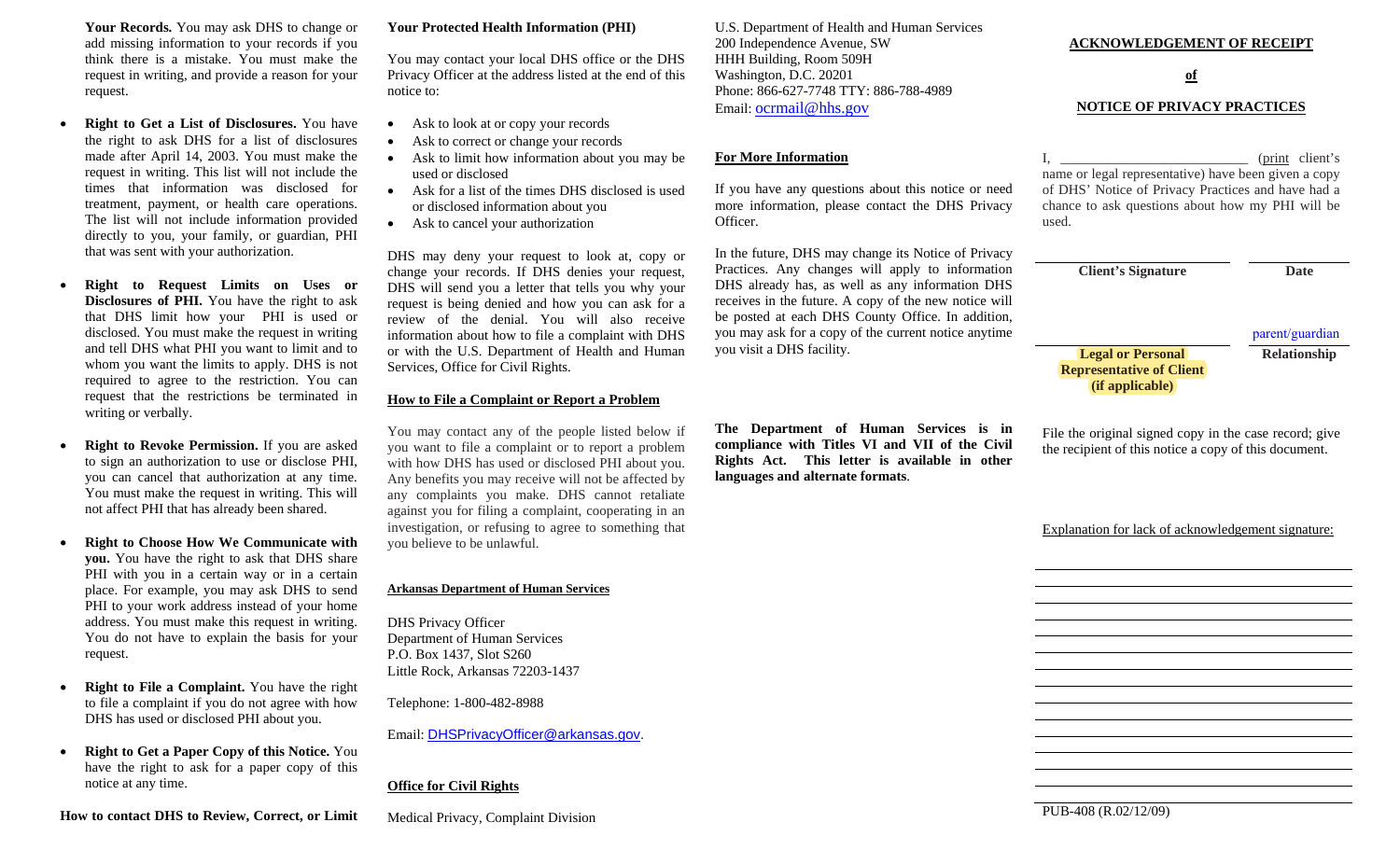**Your Records.** You may ask DHS to change or add missing information to your records if you think there is a mistake. You must make the request in writing, and provide a reason for your request.

- **Right to Get a List of Disclosures.** You have the right to ask DHS for a list of disclosures made after April 14, 2003. You must make the request in writing. This list will not include the times that information was disclosed for treatment, payment, or health care operations. The list will not include information provided directly to you, your family, or guardian, PHI that was sent with your authorization.
- **Right to Request Limits on Uses or Disclosures of PHI.** You have the right to ask that DHS limit how your PHI is used or disclosed. You must make the request in writing and tell DHS what PHI you want to limit and to whom you want the limits to apply. DHS is not required to agree to the restriction. You can request that the restrictions be terminated in writing or verbally.
- **Right to Revoke Permission.** If you are asked to sign an authorization to use or disclose PHI, you can cancel that authorization at any time. You must make the request in writing. This will not affect PHI that has already been shared.
- **Right to Choose How We Communicate with you.** You have the right to ask that DHS share PHI with you in a certain way or in a certain place. For example, you may ask DHS to send PHI to your work address instead of your home address. You must make this request in writing. You do not have to explain the basis for your request.
- **Right to File a Complaint.** You have the right to file a complaint if you do not agree with how DHS has used or disclosed PHI about you.
- **Right to Get a Paper Copy of this Notice.** You have the right to ask for a paper copy of this notice at any time.

**How to contact DHS to Review, Correct, or Limit Your Protected Health Information (PHI)**

You may contact your local DHS office or the DHS Privacy Officer at the address listed at the end of this notice to:

- Ask to look at or copy your records
- Ask to correct or change your records
- Ask to limit how information about you may be used or disclosed
- Ask for a list of the times DHS disclosed is used or disclosed information about you
- Ask to cancel your authorization

DHS may deny your request to look at, copy or change your records. If DHS denies your request, DHS will send you a letter that tells you why your request is being denied and how you can ask for a review of the denial. You will also receive information about how to file a complaint with DHS or with the U.S. Department of Health and Human Services, Office for Civil Rights.

## How to File a Complaint or Report a Problem

You may contact any of the people listed below if you want to file a complaint or to report a problem with how DHS has used or disclosed PHI about you. Any benefits you may receive will not be affected by any complaints you make. DHS cannot retaliate against you for filing a complaint, cooperating in an investigation, or refusing to agree to something that you believe to be unlawful.

**Arkansas Department of Human Services**

DHS Privacy Officer
Department of Human Services
P.O. Box 1437, Slot S260
Little Rock, Arkansas 72203-1437

Telephone: 1-800-482-8988

Email: DHSPrivacyOfficer@arkansas.gov.

**Office for Civil Rights**

Medical Privacy, Complaint Division
U.S. Department of Health and Human Services
200 Independence Avenue, SW
HHH Building, Room 509H
Washington, D.C. 20201
Phone: 866-627-7748 TTY: 886-788-4989
Email: ocrmail@hhs.gov

## For More Information

If you have any questions about this notice or need more information, please contact the DHS Privacy Officer.

In the future, DHS may change its Notice of Privacy Practices. Any changes will apply to information DHS already has, as well as any information DHS receives in the future. A copy of the new notice will be posted at each DHS County Office. In addition, you may ask for a copy of the current notice anytime you visit a DHS facility.

**The Department of Human Services is in compliance with Titles VI and VII of the Civil Rights Act. This letter is available in other languages and alternate formats.**

## ACKNOWLEDGEMENT OF RECEIPT of NOTICE OF PRIVACY PRACTICES

I, ___________________________ (print client's name or legal representative) have been given a copy of DHS' Notice of Privacy Practices and have had a chance to ask questions about how my PHI will be used.

_______________________ **Client's Signature** __________ **Date**

_______________________ **Legal or Personal Representative of Client (if applicable)** parent/guardian **Relationship**

File the original signed copy in the case record; give the recipient of this notice a copy of this document.

Explanation for lack of acknowledgement signature:

_______________________________________________
_______________________________________________
_______________________________________________
_______________________________________________
_______________________________________________
_______________________________________________
_______________________________________________
_______________________________________________
_______________________________________________
_______________________________________________
_______________________________________________
_______________________________________________
_______________________________________________
_______________________________________________

PUB-408 (R.02/12/09)